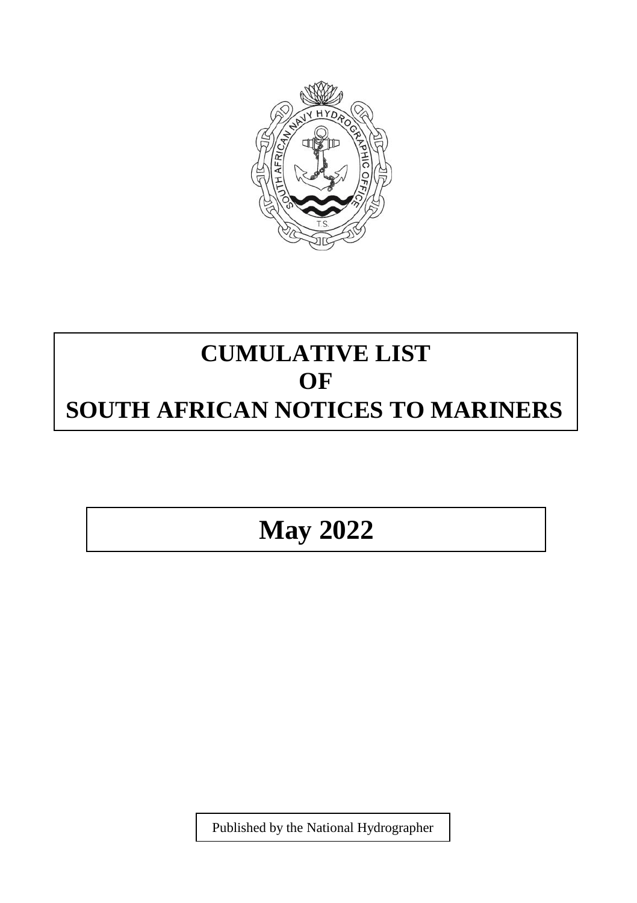# CUMULATIVE LIST OF SOUTH AFRICAN NOTICES TO MARINERS

## May 2022

Published by the National Hydrographer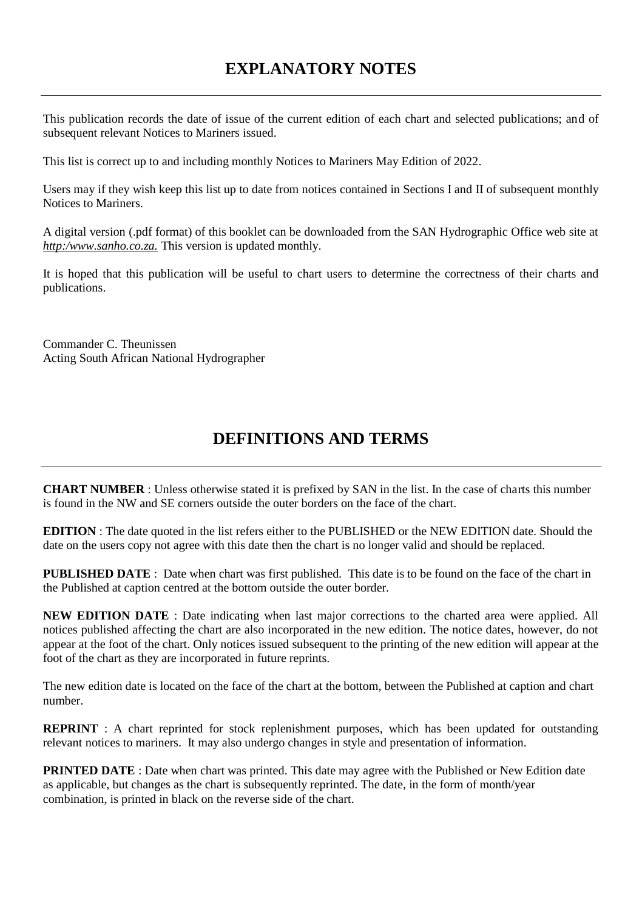# EXPLANATORY NOTES

This publication records the date of issue of the current edition of each chart and selected publications; and of subsequent relevant Notices to Mariners issued.

This list is correct up to and including monthly Notices to Mariners May Edition of 2022.

Users may if they wish keep this list up to date from notices contained in Sections I and II of subsequent monthly Notices to Mariners.

A digital version (.pdf format) of this booklet can be downloaded from the SAN Hydrographic Office web site at *http:/www.sanho.co.za.* This version is updated monthly.

It is hoped that this publication will be useful to chart users to determine the correctness of their charts and publications.

Commander C. Theunissen
Acting South African National Hydrographer

# DEFINITIONS AND TERMS

**CHART NUMBER** : Unless otherwise stated it is prefixed by SAN in the list. In the case of charts this number is found in the NW and SE corners outside the outer borders on the face of the chart.

**EDITION** : The date quoted in the list refers either to the PUBLISHED or the NEW EDITION date. Should the date on the users copy not agree with this date then the chart is no longer valid and should be replaced.

**PUBLISHED DATE** : Date when chart was first published. This date is to be found on the face of the chart in the Published at caption centred at the bottom outside the outer border.

**NEW EDITION DATE** : Date indicating when last major corrections to the charted area were applied. All notices published affecting the chart are also incorporated in the new edition. The notice dates, however, do not appear at the foot of the chart. Only notices issued subsequent to the printing of the new edition will appear at the foot of the chart as they are incorporated in future reprints.

The new edition date is located on the face of the chart at the bottom, between the Published at caption and chart number.

**REPRINT** : A chart reprinted for stock replenishment purposes, which has been updated for outstanding relevant notices to mariners. It may also undergo changes in style and presentation of information.

**PRINTED DATE** : Date when chart was printed. This date may agree with the Published or New Edition date as applicable, but changes as the chart is subsequently reprinted. The date, in the form of month/year combination, is printed in black on the reverse side of the chart.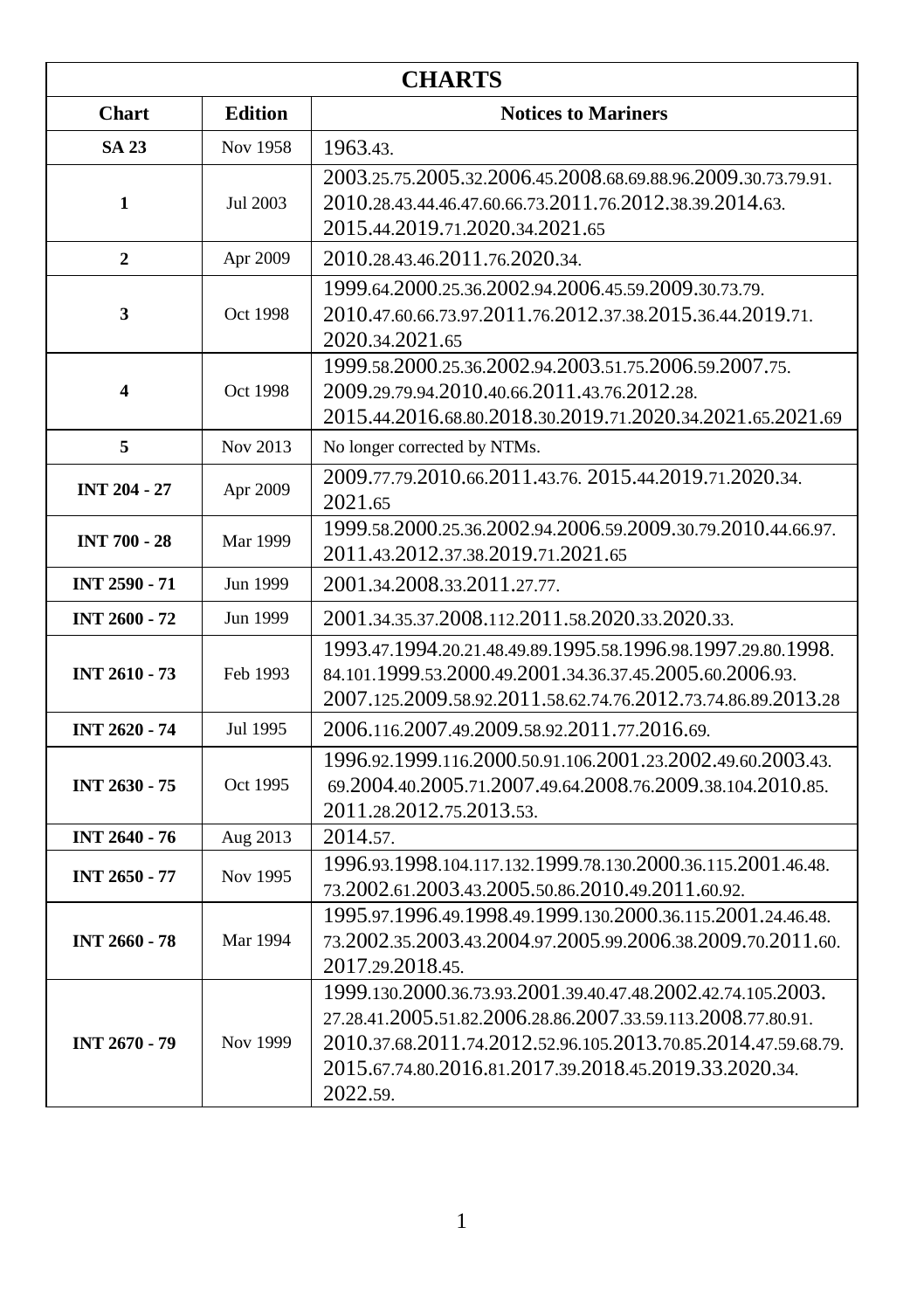| CHARTS | | |
|---|---|---|
| **Chart** | **Edition** | **Notices to Mariners** |
| **SA 23** | Nov 1958 | 1963.43. |
| **1** | Jul 2003 | 2003.25.75.2005.32.2006.45.2008.68.69.88.96.2009.30.73.79.91. 2010.28.43.44.46.47.60.66.73.2011.76.2012.38.39.2014.63. 2015.44.2019.71.2020.34.2021.65 |
| **2** | Apr 2009 | 2010.28.43.46.2011.76.2020.34. |
| **3** | Oct 1998 | 1999.64.2000.25.36.2002.94.2006.45.59.2009.30.73.79. 2010.47.60.66.73.97.2011.76.2012.37.38.2015.36.44.2019.71. 2020.34.2021.65 |
| **4** | Oct 1998 | 1999.58.2000.25.36.2002.94.2003.51.75.2006.59.2007.75. 2009.29.79.94.2010.40.66.2011.43.76.2012.28. 2015.44.2016.68.80.2018.30.2019.71.2020.34.2021.65.2021.69 |
| **5** | Nov 2013 | No longer corrected by NTMs. |
| **INT 204 - 27** | Apr 2009 | 2009.77.79.2010.66.2011.43.76. 2015.44.2019.71.2020.34. 2021.65 |
| **INT 700 - 28** | Mar 1999 | 1999.58.2000.25.36.2002.94.2006.59.2009.30.79.2010.44.66.97. 2011.43.2012.37.38.2019.71.2021.65 |
| **INT 2590 - 71** | Jun 1999 | 2001.34.2008.33.2011.27.77. |
| **INT 2600 - 72** | Jun 1999 | 2001.34.35.37.2008.112.2011.58.2020.33.2020.33. |
| **INT 2610 - 73** | Feb 1993 | 1993.47.1994.20.21.48.49.89.1995.58.1996.98.1997.29.80.1998. 84.101.1999.53.2000.49.2001.34.36.37.45.2005.60.2006.93. 2007.125.2009.58.92.2011.58.62.74.76.2012.73.74.86.89.2013.28 |
| **INT 2620 - 74** | Jul 1995 | 2006.116.2007.49.2009.58.92.2011.77.2016.69. |
| **INT 2630 - 75** | Oct 1995 | 1996.92.1999.116.2000.50.91.106.2001.23.2002.49.60.2003.43. 69.2004.40.2005.71.2007.49.64.2008.76.2009.38.104.2010.85. 2011.28.2012.75.2013.53. |
| **INT 2640 - 76** | Aug 2013 | 2014.57. |
| **INT 2650 - 77** | Nov 1995 | 1996.93.1998.104.117.132.1999.78.130.2000.36.115.2001.46.48. 73.2002.61.2003.43.2005.50.86.2010.49.2011.60.92. |
| **INT 2660 - 78** | Mar 1994 | 1995.97.1996.49.1998.49.1999.130.2000.36.115.2001.24.46.48. 73.2002.35.2003.43.2004.97.2005.99.2006.38.2009.70.2011.60. 2017.29.2018.45. |
| **INT 2670 - 79** | Nov 1999 | 1999.130.2000.36.73.93.2001.39.40.47.48.2002.42.74.105.2003. 27.28.41.2005.51.82.2006.28.86.2007.33.59.113.2008.77.80.91. 2010.37.68.2011.74.2012.52.96.105.2013.70.85.2014.47.59.68.79. 2015.67.74.80.2016.81.2017.39.2018.45.2019.33.2020.34. 2022.59. |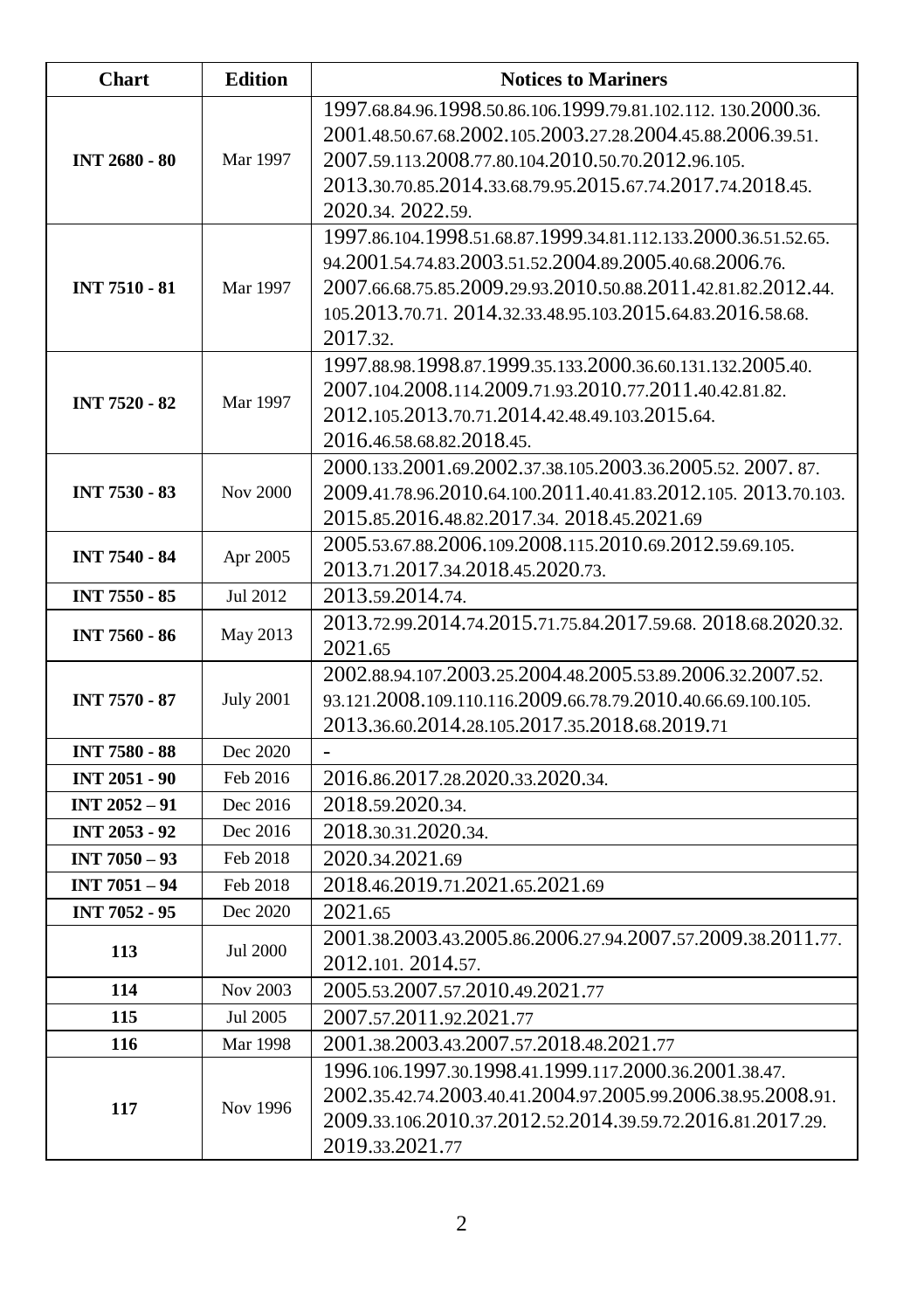| Chart | Edition | Notices to Mariners |
|---|---|---|
| INT 2680 - 80 | Mar 1997 | 1997.68.84.96.1998.50.86.106.1999.79.81.102.112. 130.2000.36. 2001.48.50.67.68.2002.105.2003.27.28.2004.45.88.2006.39.51. 2007.59.113.2008.77.80.104.2010.50.70.2012.96.105. 2013.30.70.85.2014.33.68.79.95.2015.67.74.2017.74.2018.45. 2020.34. 2022.59. |
| INT 7510 - 81 | Mar 1997 | 1997.86.104.1998.51.68.87.1999.34.81.112.133.2000.36.51.52.65. 94.2001.54.74.83.2003.51.52.2004.89.2005.40.68.2006.76. 2007.66.68.75.85.2009.29.93.2010.50.88.2011.42.81.82.2012.44. 105.2013.70.71. 2014.32.33.48.95.103.2015.64.83.2016.58.68. 2017.32. |
| INT 7520 - 82 | Mar 1997 | 1997.88.98.1998.87.1999.35.133.2000.36.60.131.132.2005.40. 2007.104.2008.114.2009.71.93.2010.77.2011.40.42.81.82. 2012.105.2013.70.71.2014.42.48.49.103.2015.64. 2016.46.58.68.82.2018.45. |
| INT 7530 - 83 | Nov 2000 | 2000.133.2001.69.2002.37.38.105.2003.36.2005.52. 2007. 87. 2009.41.78.96.2010.64.100.2011.40.41.83.2012.105. 2013.70.103. 2015.85.2016.48.82.2017.34. 2018.45.2021.69 |
| INT 7540 - 84 | Apr 2005 | 2005.53.67.88.2006.109.2008.115.2010.69.2012.59.69.105. 2013.71.2017.34.2018.45.2020.73. |
| INT 7550 - 85 | Jul 2012 | 2013.59.2014.74. |
| INT 7560 - 86 | May 2013 | 2013.72.99.2014.74.2015.71.75.84.2017.59.68. 2018.68.2020.32. 2021.65 |
| INT 7570 - 87 | July 2001 | 2002.88.94.107.2003.25.2004.48.2005.53.89.2006.32.2007.52. 93.121.2008.109.110.116.2009.66.78.79.2010.40.66.69.100.105. 2013.36.60.2014.28.105.2017.35.2018.68.2019.71 |
| INT 7580 - 88 | Dec 2020 | - |
| INT 2051 - 90 | Feb 2016 | 2016.86.2017.28.2020.33.2020.34. |
| INT 2052 – 91 | Dec 2016 | 2018.59.2020.34. |
| INT 2053 - 92 | Dec 2016 | 2018.30.31.2020.34. |
| INT 7050 – 93 | Feb 2018 | 2020.34.2021.69 |
| INT 7051 – 94 | Feb 2018 | 2018.46.2019.71.2021.65.2021.69 |
| INT 7052 - 95 | Dec 2020 | 2021.65 |
| 113 | Jul 2000 | 2001.38.2003.43.2005.86.2006.27.94.2007.57.2009.38.2011.77. 2012.101. 2014.57. |
| 114 | Nov 2003 | 2005.53.2007.57.2010.49.2021.77 |
| 115 | Jul 2005 | 2007.57.2011.92.2021.77 |
| 116 | Mar 1998 | 2001.38.2003.43.2007.57.2018.48.2021.77 |
| 117 | Nov 1996 | 1996.106.1997.30.1998.41.1999.117.2000.36.2001.38.47. 2002.35.42.74.2003.40.41.2004.97.2005.99.2006.38.95.2008.91. 2009.33.106.2010.37.2012.52.2014.39.59.72.2016.81.2017.29. 2019.33.2021.77 |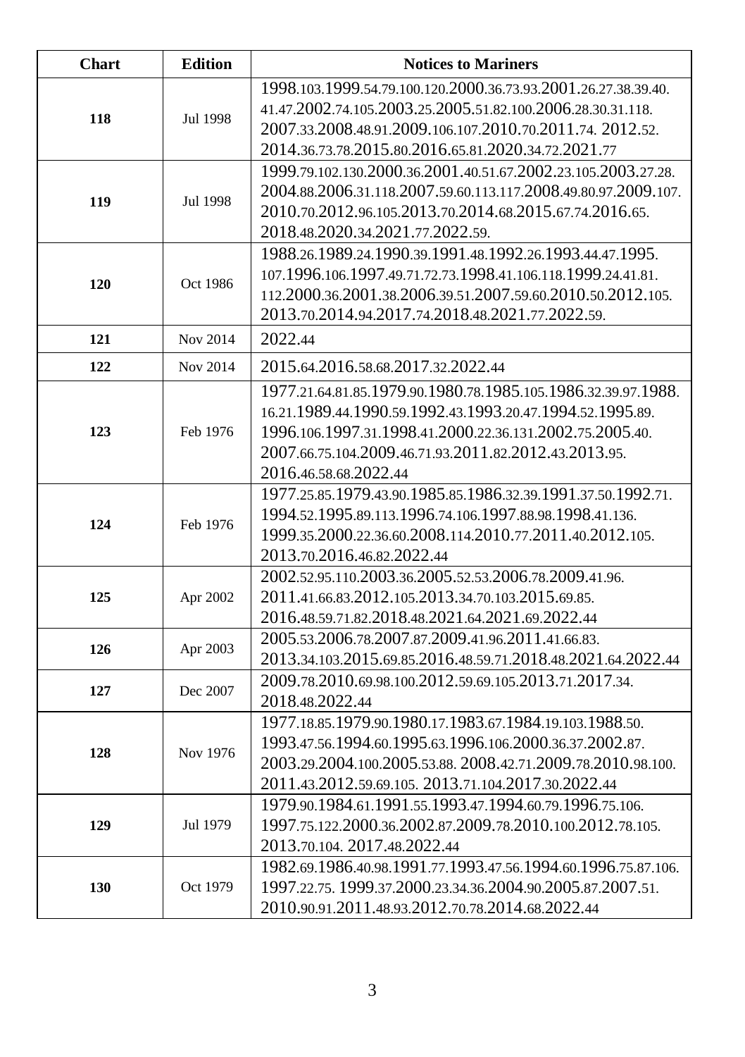| Chart | Edition | Notices to Mariners |
|---|---|---|
| 118 | Jul 1998 | 1998.103.1999.54.79.100.120.2000.36.73.93.2001.26.27.38.39.40.41.47.2002.74.105.2003.25.2005.51.82.100.2006.28.30.31.118.2007.33.2008.48.91.2009.106.107.2010.70.2011.74. 2012.52.2014.36.73.78.2015.80.2016.65.81.2020.34.72.2021.77 |
| 119 | Jul 1998 | 1999.79.102.130.2000.36.2001.40.51.67.2002.23.105.2003.27.28.2004.88.2006.31.118.2007.59.60.113.117.2008.49.80.97.2009.107.2010.70.2012.96.105.2013.70.2014.68.2015.67.74.2016.65.2018.48.2020.34.2021.77.2022.59. |
| 120 | Oct 1986 | 1988.26.1989.24.1990.39.1991.48.1992.26.1993.44.47.1995.107.1996.106.1997.49.71.72.73.1998.41.106.118.1999.24.41.81.112.2000.36.2001.38.2006.39.51.2007.59.60.2010.50.2012.105.2013.70.2014.94.2017.74.2018.48.2021.77.2022.59. |
| 121 | Nov 2014 | 2022.44 |
| 122 | Nov 2014 | 2015.64.2016.58.68.2017.32.2022.44 |
| 123 | Feb 1976 | 1977.21.64.81.85.1979.90.1980.78.1985.105.1986.32.39.97.1988.16.21.1989.44.1990.59.1992.43.1993.20.47.1994.52.1995.89.1996.106.1997.31.1998.41.2000.22.36.131.2002.75.2005.40.2007.66.75.104.2009.46.71.93.2011.82.2012.43.2013.95.2016.46.58.68.2022.44 |
| 124 | Feb 1976 | 1977.25.85.1979.43.90.1985.85.1986.32.39.1991.37.50.1992.71.1994.52.1995.89.113.1996.74.106.1997.88.98.1998.41.136.1999.35.2000.22.36.60.2008.114.2010.77.2011.40.2012.105.2013.70.2016.46.82.2022.44 |
| 125 | Apr 2002 | 2002.52.95.110.2003.36.2005.52.53.2006.78.2009.41.96.2011.41.66.83.2012.105.2013.34.70.103.2015.69.85.2016.48.59.71.82.2018.48.2021.64.2021.69.2022.44 |
| 126 | Apr 2003 | 2005.53.2006.78.2007.87.2009.41.96.2011.41.66.83.2013.34.103.2015.69.85.2016.48.59.71.2018.48.2021.64.2022.44 |
| 127 | Dec 2007 | 2009.78.2010.69.98.100.2012.59.69.105.2013.71.2017.34.2018.48.2022.44 |
| 128 | Nov 1976 | 1977.18.85.1979.90.1980.17.1983.67.1984.19.103.1988.50.1993.47.56.1994.60.1995.63.1996.106.2000.36.37.2002.87.2003.29.2004.100.2005.53.88. 2008.42.71.2009.78.2010.98.100.2011.43.2012.59.69.105. 2013.71.104.2017.30.2022.44 |
| 129 | Jul 1979 | 1979.90.1984.61.1991.55.1993.47.1994.60.79.1996.75.106.1997.75.122.2000.36.2002.87.2009.78.2010.100.2012.78.105.2013.70.104. 2017.48.2022.44 |
| 130 | Oct 1979 | 1982.69.1986.40.98.1991.77.1993.47.56.1994.60.1996.75.87.106.1997.22.75. 1999.37.2000.23.34.36.2004.90.2005.87.2007.51.2010.90.91.2011.48.93.2012.70.78.2014.68.2022.44 |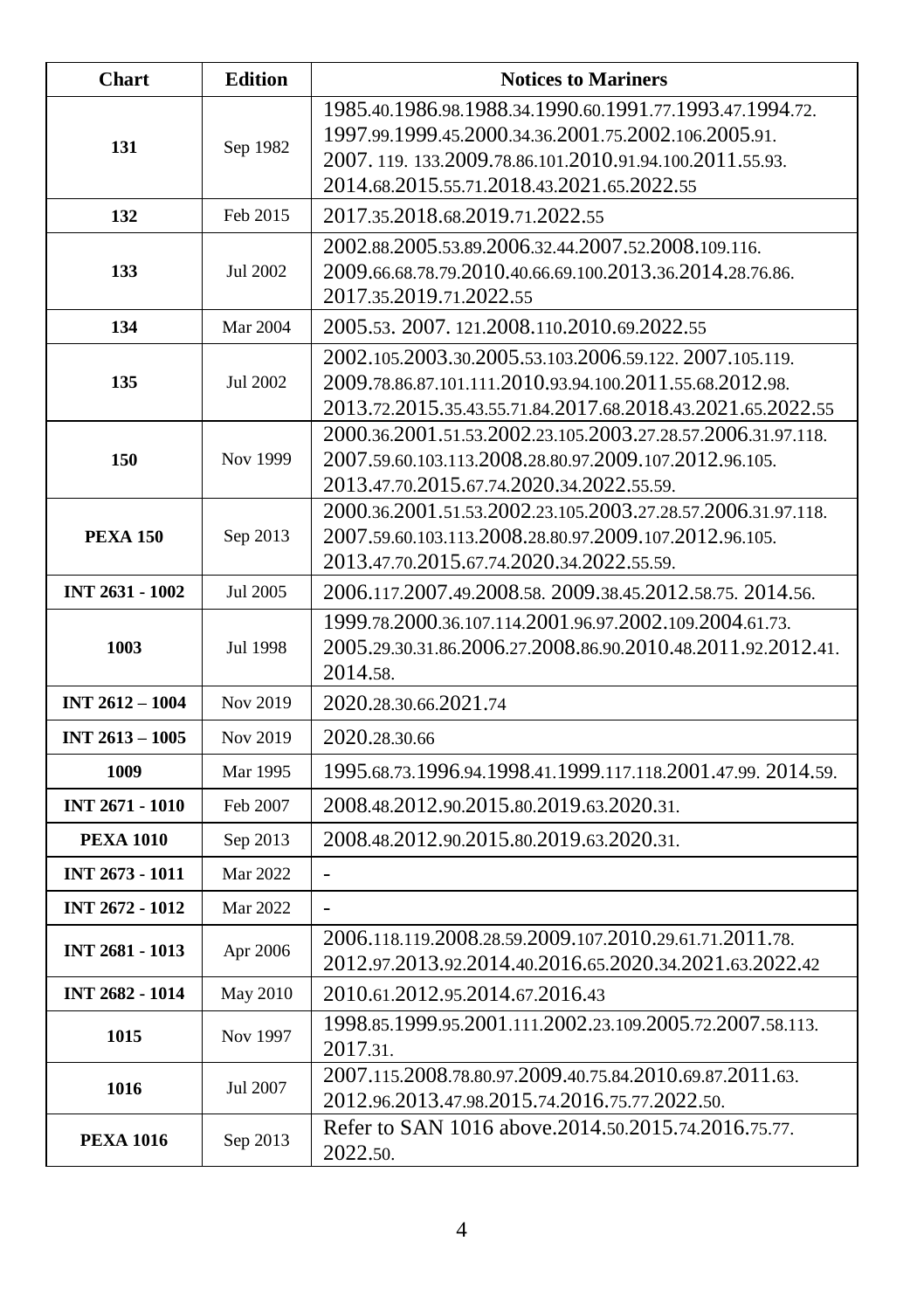| Chart | Edition | Notices to Mariners |
|---|---|---|
| 131 | Sep 1982 | 1985.40.1986.98.1988.34.1990.60.1991.77.1993.47.1994.72. 1997.99.1999.45.2000.34.36.2001.75.2002.106.2005.91. 2007. 119. 133.2009.78.86.101.2010.91.94.100.2011.55.93. 2014.68.2015.55.71.2018.43.2021.65.2022.55 |
| 132 | Feb 2015 | 2017.35.2018.68.2019.71.2022.55 |
| 133 | Jul 2002 | 2002.88.2005.53.89.2006.32.44.2007.52.2008.109.116. 2009.66.68.78.79.2010.40.66.69.100.2013.36.2014.28.76.86. 2017.35.2019.71.2022.55 |
| 134 | Mar 2004 | 2005.53. 2007. 121.2008.110.2010.69.2022.55 |
| 135 | Jul 2002 | 2002.105.2003.30.2005.53.103.2006.59.122. 2007.105.119. 2009.78.86.87.101.111.2010.93.94.100.2011.55.68.2012.98. 2013.72.2015.35.43.55.71.84.2017.68.2018.43.2021.65.2022.55 |
| 150 | Nov 1999 | 2000.36.2001.51.53.2002.23.105.2003.27.28.57.2006.31.97.118. 2007.59.60.103.113.2008.28.80.97.2009.107.2012.96.105. 2013.47.70.2015.67.74.2020.34.2022.55.59. |
| PEXA 150 | Sep 2013 | 2000.36.2001.51.53.2002.23.105.2003.27.28.57.2006.31.97.118. 2007.59.60.103.113.2008.28.80.97.2009.107.2012.96.105. 2013.47.70.2015.67.74.2020.34.2022.55.59. |
| INT 2631 - 1002 | Jul 2005 | 2006.117.2007.49.2008.58. 2009.38.45.2012.58.75. 2014.56. |
| 1003 | Jul 1998 | 1999.78.2000.36.107.114.2001.96.97.2002.109.2004.61.73. 2005.29.30.31.86.2006.27.2008.86.90.2010.48.2011.92.2012.41. 2014.58. |
| INT 2612 – 1004 | Nov 2019 | 2020.28.30.66.2021.74 |
| INT 2613 – 1005 | Nov 2019 | 2020.28.30.66 |
| 1009 | Mar 1995 | 1995.68.73.1996.94.1998.41.1999.117.118.2001.47.99. 2014.59. |
| INT 2671 - 1010 | Feb 2007 | 2008.48.2012.90.2015.80.2019.63.2020.31. |
| PEXA 1010 | Sep 2013 | 2008.48.2012.90.2015.80.2019.63.2020.31. |
| INT 2673 - 1011 | Mar 2022 | - |
| INT 2672 - 1012 | Mar 2022 | - |
| INT 2681 - 1013 | Apr 2006 | 2006.118.119.2008.28.59.2009.107.2010.29.61.71.2011.78. 2012.97.2013.92.2014.40.2016.65.2020.34.2021.63.2022.42 |
| INT 2682 - 1014 | May 2010 | 2010.61.2012.95.2014.67.2016.43 |
| 1015 | Nov 1997 | 1998.85.1999.95.2001.111.2002.23.109.2005.72.2007.58.113. 2017.31. |
| 1016 | Jul 2007 | 2007.115.2008.78.80.97.2009.40.75.84.2010.69.87.2011.63. 2012.96.2013.47.98.2015.74.2016.75.77.2022.50. |
| PEXA 1016 | Sep 2013 | Refer to SAN 1016 above.2014.50.2015.74.2016.75.77. 2022.50. |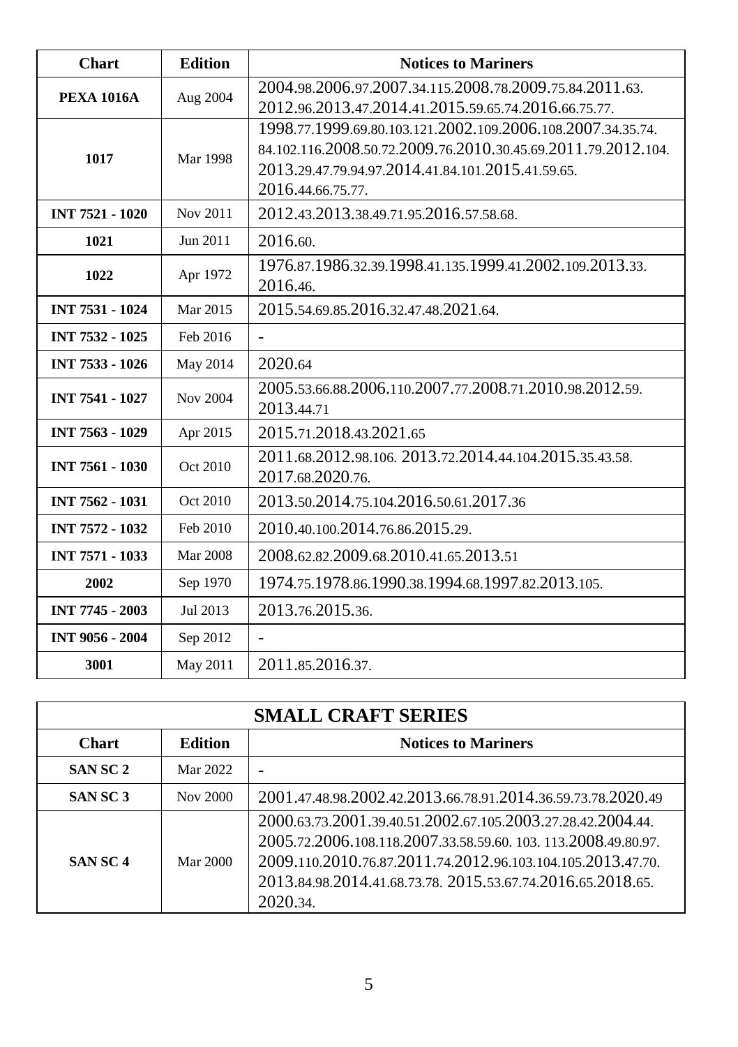| Chart | Edition | Notices to Mariners |
|---|---|---|
| **PEXA 1016A** | Aug 2004 | 2004.98.2006.97.2007.34.115.2008.78.2009.75.84.2011.63. 2012.96.2013.47.2014.41.2015.59.65.74.2016.66.75.77. |
| **1017** | Mar 1998 | 1998.77.1999.69.80.103.121.2002.109.2006.108.2007.34.35.74. 84.102.116.2008.50.72.2009.76.2010.30.45.69.2011.79.2012.104. 2013.29.47.79.94.97.2014.41.84.101.2015.41.59.65. 2016.44.66.75.77. |
| **INT 7521 - 1020** | Nov 2011 | 2012.43.2013.38.49.71.95.2016.57.58.68. |
| **1021** | Jun 2011 | 2016.60. |
| **1022** | Apr 1972 | 1976.87.1986.32.39.1998.41.135.1999.41.2002.109.2013.33. 2016.46. |
| **INT 7531 - 1024** | Mar 2015 | 2015.54.69.85.2016.32.47.48.2021.64. |
| **INT 7532 - 1025** | Feb 2016 | - |
| **INT 7533 - 1026** | May 2014 | 2020.64 |
| **INT 7541 - 1027** | Nov 2004 | 2005.53.66.88.2006.110.2007.77.2008.71.2010.98.2012.59. 2013.44.71 |
| **INT 7563 - 1029** | Apr 2015 | 2015.71.2018.43.2021.65 |
| **INT 7561 - 1030** | Oct 2010 | 2011.68.2012.98.106. 2013.72.2014.44.104.2015.35.43.58. 2017.68.2020.76. |
| **INT 7562 - 1031** | Oct 2010 | 2013.50.2014.75.104.2016.50.61.2017.36 |
| **INT 7572 - 1032** | Feb 2010 | 2010.40.100.2014.76.86.2015.29. |
| **INT 7571 - 1033** | Mar 2008 | 2008.62.82.2009.68.2010.41.65.2013.51 |
| **2002** | Sep 1970 | 1974.75.1978.86.1990.38.1994.68.1997.82.2013.105. |
| **INT 7745 - 2003** | Jul 2013 | 2013.76.2015.36. |
| **INT 9056 - 2004** | Sep 2012 | - |
| **3001** | May 2011 | 2011.85.2016.37. |

| **SMALL CRAFT SERIES** | | |
|---|---|---|
| **Chart** | **Edition** | **Notices to Mariners** |
| **SAN SC 2** | Mar 2022 | - |
| **SAN SC 3** | Nov 2000 | 2001.47.48.98.2002.42.2013.66.78.91.2014.36.59.73.78.2020.49 |
| **SAN SC 4** | Mar 2000 | 2000.63.73.2001.39.40.51.2002.67.105.2003.27.28.42.2004.44. 2005.72.2006.108.118.2007.33.58.59.60. 103. 113.2008.49.80.97. 2009.110.2010.76.87.2011.74.2012.96.103.104.105.2013.47.70. 2013.84.98.2014.41.68.73.78. 2015.53.67.74.2016.65.2018.65. 2020.34. |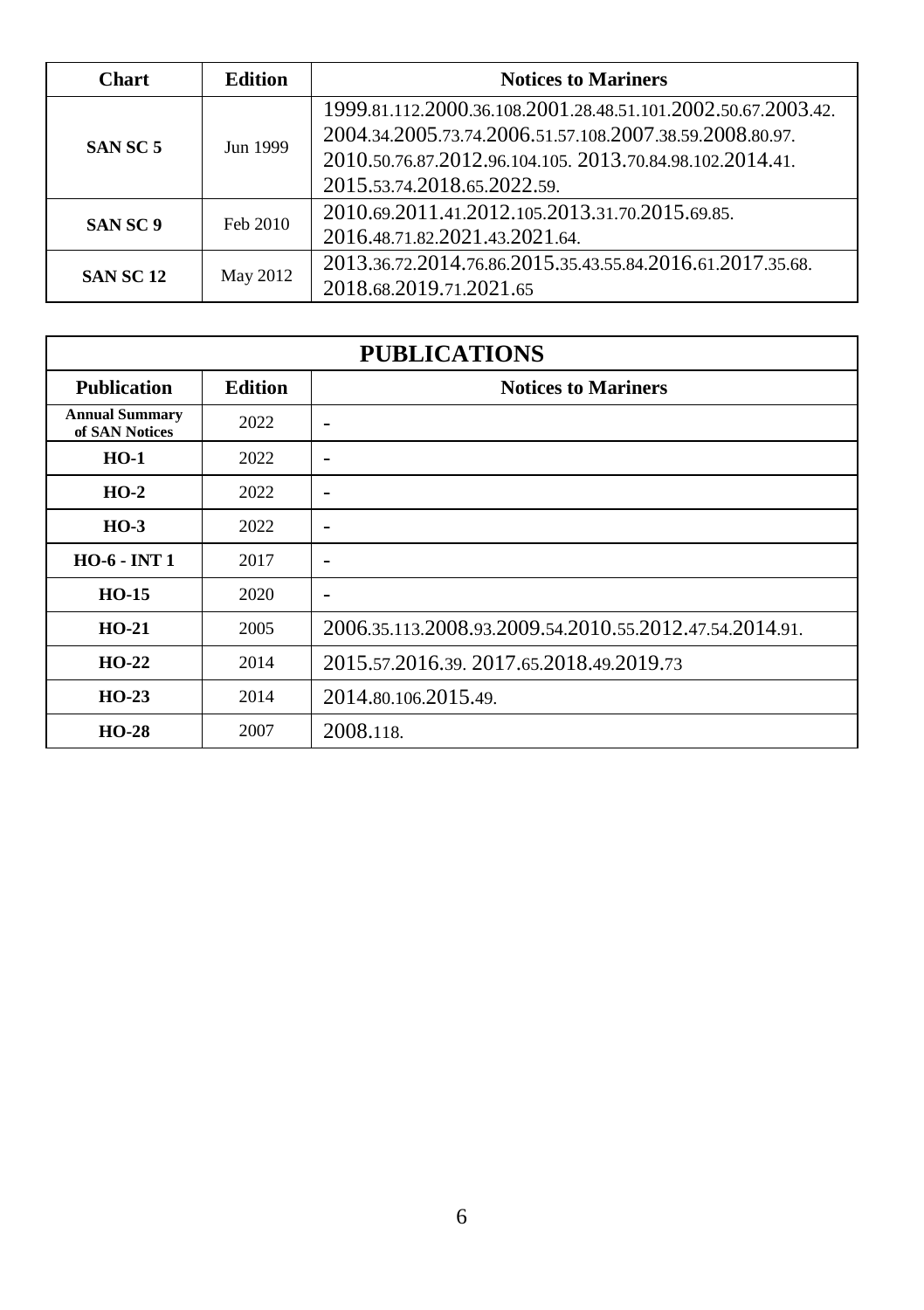| Chart | Edition | Notices to Mariners |
|---|---|---|
| **SAN SC 5** | Jun 1999 | 1999.81.112.2000.36.108.2001.28.48.51.101.2002.50.67.2003.42. 2004.34.2005.73.74.2006.51.57.108.2007.38.59.2008.80.97. 2010.50.76.87.2012.96.104.105. 2013.70.84.98.102.2014.41. 2015.53.74.2018.65.2022.59. |
| **SAN SC 9** | Feb 2010 | 2010.69.2011.41.2012.105.2013.31.70.2015.69.85. 2016.48.71.82.2021.43.2021.64. |
| **SAN SC 12** | May 2012 | 2013.36.72.2014.76.86.2015.35.43.55.84.2016.61.2017.35.68. 2018.68.2019.71.2021.65 |

## PUBLICATIONS

| Publication | Edition | Notices to Mariners |
|---|---|---|
| **Annual Summary of SAN Notices** | 2022 | - |
| **HO-1** | 2022 | - |
| **HO-2** | 2022 | - |
| **HO-3** | 2022 | - |
| **HO-6 - INT 1** | 2017 | - |
| **HO-15** | 2020 | - |
| **HO-21** | 2005 | 2006.35.113.2008.93.2009.54.2010.55.2012.47.54.2014.91. |
| **HO-22** | 2014 | 2015.57.2016.39. 2017.65.2018.49.2019.73 |
| **HO-23** | 2014 | 2014.80.106.2015.49. |
| **HO-28** | 2007 | 2008.118. |